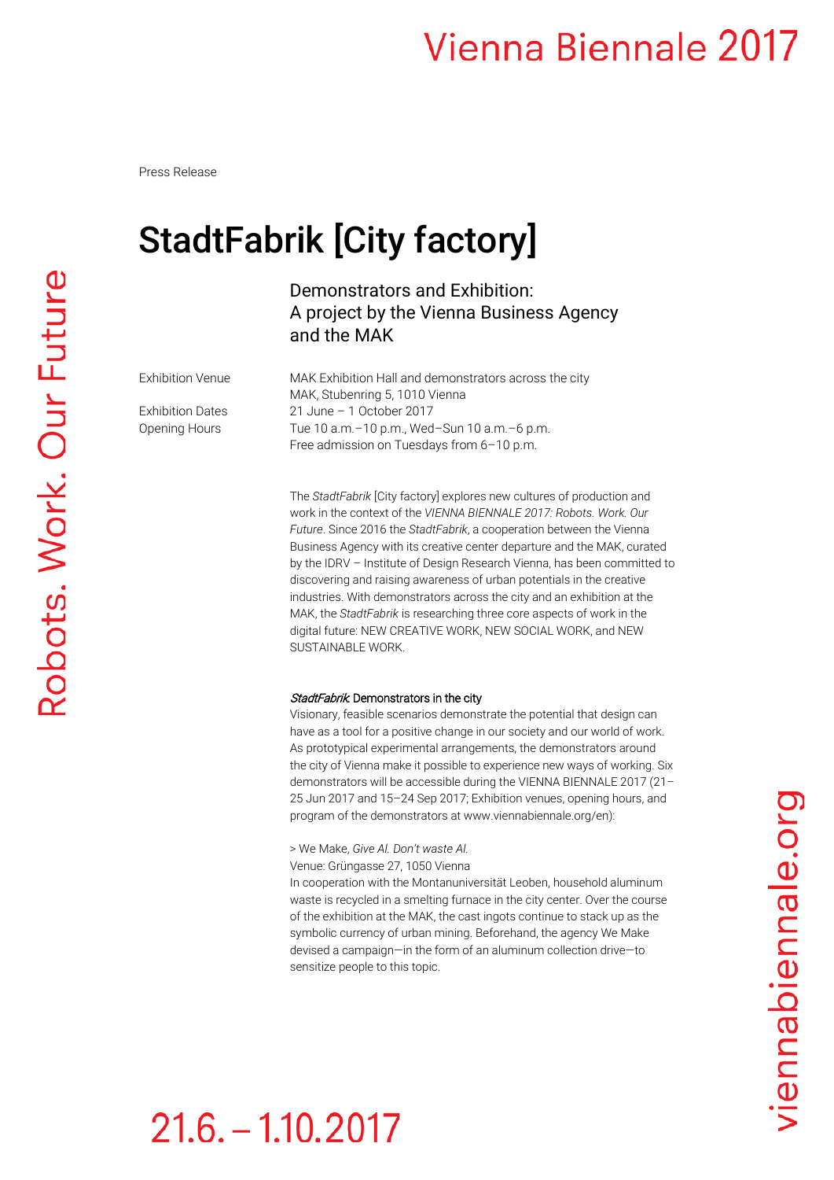Press Release

# StadtFabrik [City factory]

Demonstrators and Exhibition:
A project by the Vienna Business Agency and the MAK

| | |
|---|---|
| Exhibition Venue | MAK Exhibition Hall and demonstrators across the city<br>MAK, Stubenring 5, 1010 Vienna |
| Exhibition Dates | 21 June – 1 October 2017 |
| Opening Hours | Tue 10 a.m.–10 p.m., Wed–Sun 10 a.m.–6 p.m.<br>Free admission on Tuesdays from 6–10 p.m. |

The *StadtFabrik* [City factory] explores new cultures of production and work in the context of the *VIENNA BIENNALE 2017: Robots. Work. Our Future*. Since 2016 the *StadtFabrik*, a cooperation between the Vienna Business Agency with its creative center departure and the MAK, curated by the IDRV – Institute of Design Research Vienna, has been committed to discovering and raising awareness of urban potentials in the creative industries. With demonstrators across the city and an exhibition at the MAK, the *StadtFabrik* is researching three core aspects of work in the digital future: NEW CREATIVE WORK, NEW SOCIAL WORK, and NEW SUSTAINABLE WORK.

***StadtFabrik*: Demonstrators in the city**

Visionary, feasible scenarios demonstrate the potential that design can have as a tool for a positive change in our society and our world of work. As prototypical experimental arrangements, the demonstrators around the city of Vienna make it possible to experience new ways of working. Six demonstrators will be accessible during the VIENNA BIENNALE 2017 (21–25 Jun 2017 and 15–24 Sep 2017; Exhibition venues, opening hours, and program of the demonstrators at www.viennabiennale.org/en):

> We Make, *Give Al. Don't waste Al.*
Venue: Grüngasse 27, 1050 Vienna
In cooperation with the Montanuniversität Leoben, household aluminum waste is recycled in a smelting furnace in the city center. Over the course of the exhibition at the MAK, the cast ingots continue to stack up as the symbolic currency of urban mining. Beforehand, the agency We Make devised a campaign—in the form of an aluminum collection drive—to sensitize people to this topic.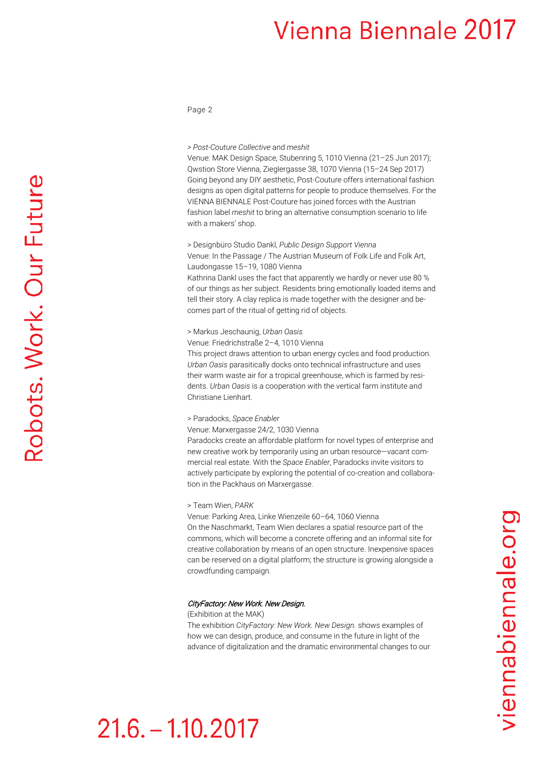> *Post-Couture Collective* and *meshit*
Venue: MAK Design Space, Stubenring 5, 1010 Vienna (21–25 Jun 2017); Qwstion Store Vienna, Zieglergasse 38, 1070 Vienna (15–24 Sep 2017)
Going beyond any DIY aesthetic, Post-Couture offers international fashion designs as open digital patterns for people to produce themselves. For the VIENNA BIENNALE Post-Couture has joined forces with the Austrian fashion label *meshit* to bring an alternative consumption scenario to life with a makers' shop.

> Designbüro Studio Dankl, *Public Design Support Vienna*
Venue: In the Passage / The Austrian Museum of Folk Life and Folk Art, Laudongasse 15–19, 1080 Vienna
Kathrina Dankl uses the fact that apparently we hardly or never use 80 % of our things as her subject. Residents bring emotionally loaded items and tell their story. A clay replica is made together with the designer and becomes part of the ritual of getting rid of objects.

> Markus Jeschaunig, *Urban Oasis*
Venue: Friedrichstraße 2–4, 1010 Vienna
This project draws attention to urban energy cycles and food production. *Urban Oasis* parasitically docks onto technical infrastructure and uses their warm waste air for a tropical greenhouse, which is farmed by residents. *Urban Oasis* is a cooperation with the vertical farm institute and Christiane Lienhart.

> Paradocks, *Space Enabler*
Venue: Marxergasse 24/2, 1030 Vienna
Paradocks create an affordable platform for novel types of enterprise and new creative work by temporarily using an urban resource—vacant commercial real estate. With the *Space Enabler*, Paradocks invite visitors to actively participate by exploring the potential of co-creation and collaboration in the Packhaus on Marxergasse.

> Team Wien, *PARK*
Venue: Parking Area, Linke Wienzeile 60–64, 1060 Vienna
On the Naschmarkt, Team Wien declares a spatial resource part of the commons, which will become a concrete offering and an informal site for creative collaboration by means of an open structure. Inexpensive spaces can be reserved on a digital platform; the structure is growing alongside a crowdfunding campaign.

***CityFactory: New Work. New Design.***
(Exhibition at the MAK)
The exhibition *CityFactory: New Work. New Design.* shows examples of how we can design, produce, and consume in the future in light of the advance of digitalization and the dramatic environmental changes to our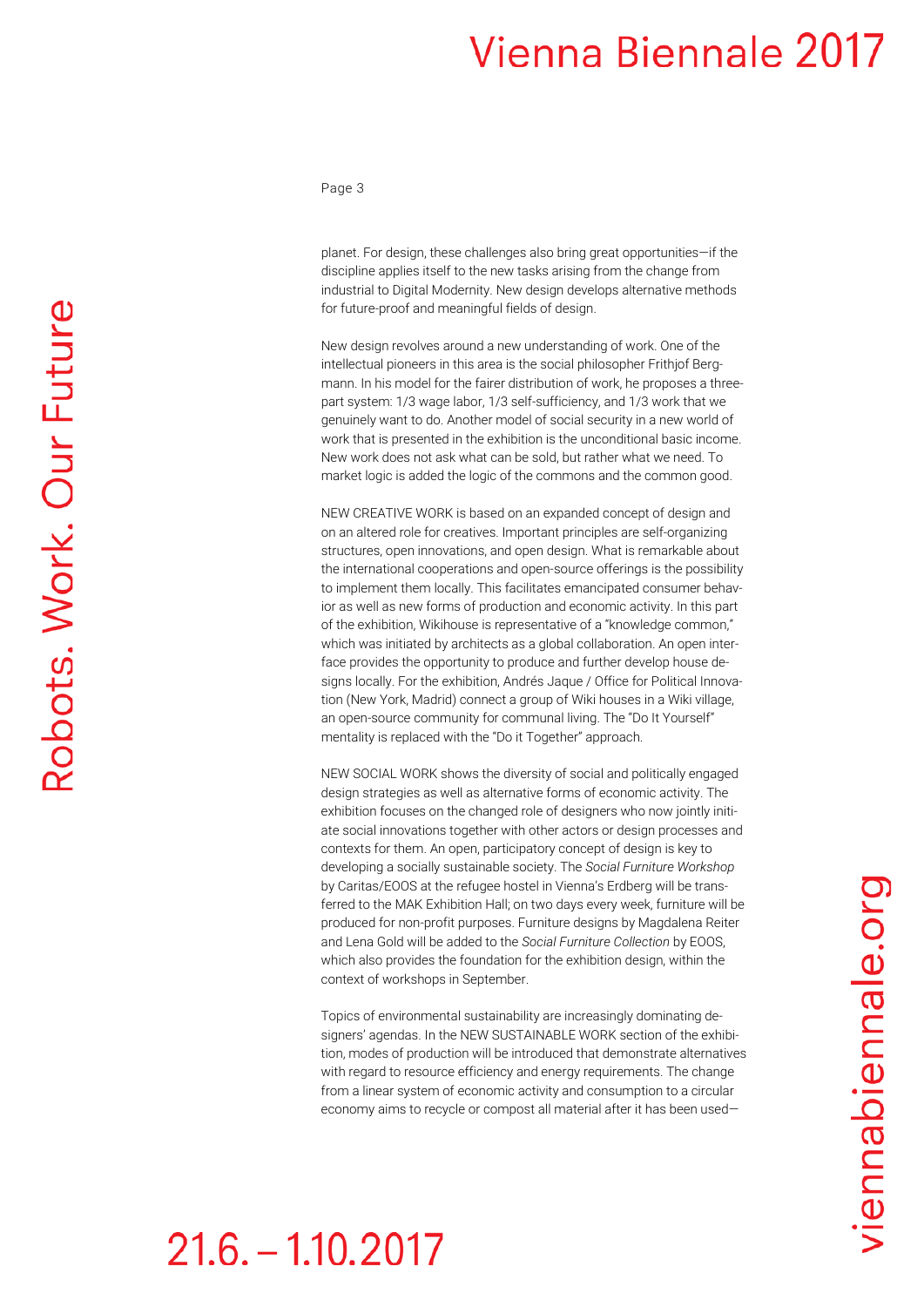planet. For design, these challenges also bring great opportunities—if the discipline applies itself to the new tasks arising from the change from industrial to Digital Modernity. New design develops alternative methods for future-proof and meaningful fields of design.

New design revolves around a new understanding of work. One of the intellectual pioneers in this area is the social philosopher Frithjof Bergmann. In his model for the fairer distribution of work, he proposes a three-part system: 1/3 wage labor, 1/3 self-sufficiency, and 1/3 work that we genuinely want to do. Another model of social security in a new world of work that is presented in the exhibition is the unconditional basic income. New work does not ask what can be sold, but rather what we need. To market logic is added the logic of the commons and the common good.

NEW CREATIVE WORK is based on an expanded concept of design and on an altered role for creatives. Important principles are self-organizing structures, open innovations, and open design. What is remarkable about the international cooperations and open-source offerings is the possibility to implement them locally. This facilitates emancipated consumer behavior as well as new forms of production and economic activity. In this part of the exhibition, Wikihouse is representative of a "knowledge common," which was initiated by architects as a global collaboration. An open interface provides the opportunity to produce and further develop house designs locally. For the exhibition, Andrés Jaque / Office for Political Innovation (New York, Madrid) connect a group of Wiki houses in a Wiki village, an open-source community for communal living. The "Do It Yourself" mentality is replaced with the "Do it Together" approach.

NEW SOCIAL WORK shows the diversity of social and politically engaged design strategies as well as alternative forms of economic activity. The exhibition focuses on the changed role of designers who now jointly initiate social innovations together with other actors or design processes and contexts for them. An open, participatory concept of design is key to developing a socially sustainable society. The *Social Furniture Workshop* by Caritas/EOOS at the refugee hostel in Vienna's Erdberg will be transferred to the MAK Exhibition Hall; on two days every week, furniture will be produced for non-profit purposes. Furniture designs by Magdalena Reiter and Lena Gold will be added to the *Social Furniture Collection* by EOOS, which also provides the foundation for the exhibition design, within the context of workshops in September.

Topics of environmental sustainability are increasingly dominating designers' agendas. In the NEW SUSTAINABLE WORK section of the exhibition, modes of production will be introduced that demonstrate alternatives with regard to resource efficiency and energy requirements. The change from a linear system of economic activity and consumption to a circular economy aims to recycle or compost all material after it has been used—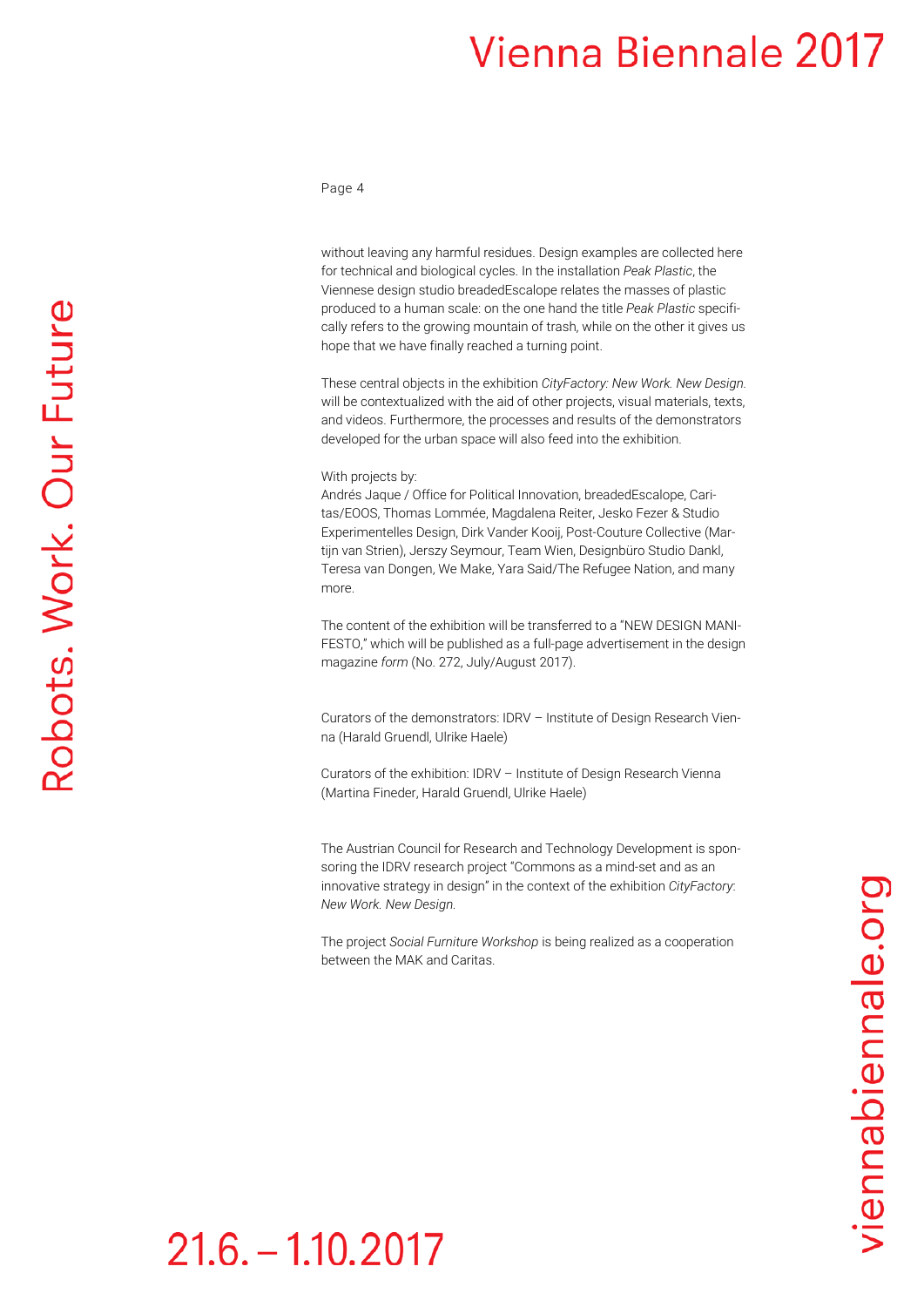without leaving any harmful residues. Design examples are collected here for technical and biological cycles. In the installation *Peak Plastic*, the Viennese design studio breadedEscalope relates the masses of plastic produced to a human scale: on the one hand the title *Peak Plastic* specifically refers to the growing mountain of trash, while on the other it gives us hope that we have finally reached a turning point.

These central objects in the exhibition *CityFactory: New Work. New Design.* will be contextualized with the aid of other projects, visual materials, texts, and videos. Furthermore, the processes and results of the demonstrators developed for the urban space will also feed into the exhibition.

With projects by:
Andrés Jaque / Office for Political Innovation, breadedEscalope, Caritas/EOOS, Thomas Lommée, Magdalena Reiter, Jesko Fezer & Studio Experimentelles Design, Dirk Vander Kooij, Post-Couture Collective (Martijn van Strien), Jerszy Seymour, Team Wien, Designbüro Studio Dankl, Teresa van Dongen, We Make, Yara Said/The Refugee Nation, and many more.

The content of the exhibition will be transferred to a "NEW DESIGN MANIFESTO," which will be published as a full-page advertisement in the design magazine *form* (No. 272, July/August 2017).

Curators of the demonstrators: IDRV – Institute of Design Research Vienna (Harald Gruendl, Ulrike Haele)

Curators of the exhibition: IDRV – Institute of Design Research Vienna (Martina Fineder, Harald Gruendl, Ulrike Haele)

The Austrian Council for Research and Technology Development is sponsoring the IDRV research project "Commons as a mind-set and as an innovative strategy in design" in the context of the exhibition *CityFactory: New Work. New Design.*

The project *Social Furniture Workshop* is being realized as a cooperation between the MAK and Caritas.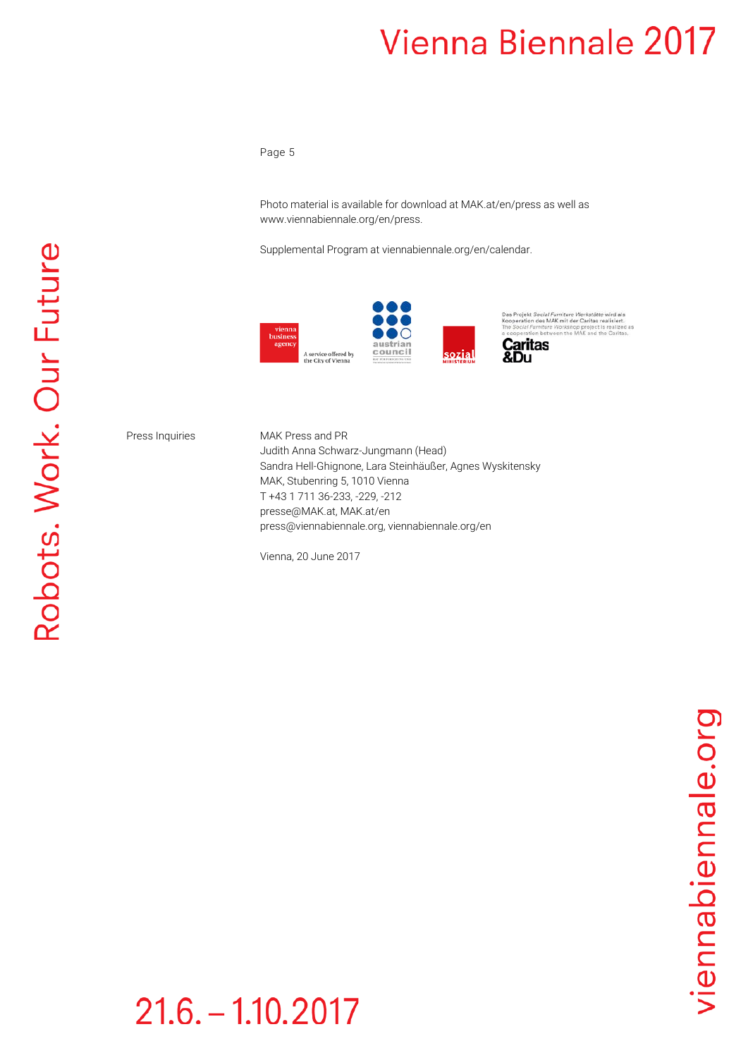Photo material is available for download at MAK.at/en/press as well as www.viennabiennale.org/en/press.

Supplemental Program at viennabiennale.org/en/calendar.

vienna business agency

A service offered by the City of Vienna

austrian council

sozial MINISTERIUM

Das Projekt *Social Furniture Werkstätte* wird als Kooperation des MAK mit der Caritas realisiert.
The *Social Furniture Workshop* project is realized as a cooperation between the MAK and the Caritas.

Caritas &Du

Press Inquiries

MAK Press and PR
Judith Anna Schwarz-Jungmann (Head)
Sandra Hell-Ghignone, Lara Steinhäußer, Agnes Wyskitensky
MAK, Stubenring 5, 1010 Vienna
T +43 1 711 36-233, -229, -212
presse@MAK.at, MAK.at/en
press@viennabiennale.org, viennabiennale.org/en

Vienna, 20 June 2017